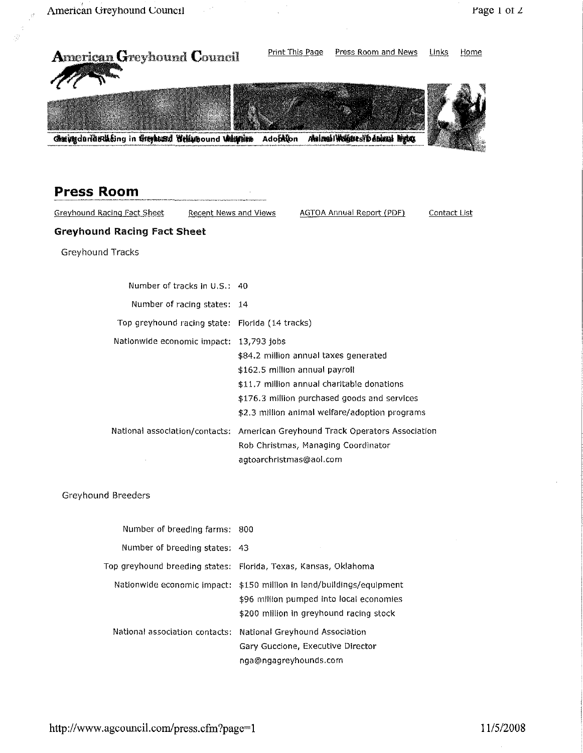# American Greyhound Council

Print This Page | Press Room and News | Links | Home

## Press Room

Greyhound Racing Fact Sheet | Recent News and Views | AGTOA Annual Report (PDF) | Contact List

### Greyhound Racing Fact Sheet

#### Greyhound Tracks

| | |
|---|---|
| Number of tracks in U.S.: | 40 |
| Number of racing states: | 14 |
| Top greyhound racing state: | Florida (14 tracks) |
| Nationwide economic impact: | 13,793 jobs<br>$84.2 million annual taxes generated<br>$162.5 million annual payroll<br>$11.7 million annual charitable donations<br>$176.3 million purchased goods and services<br>$2.3 million animal welfare/adoption programs |
| National association/contacts: | American Greyhound Track Operators Association<br>Rob Christmas, Managing Coordinator<br>agtoarchristmas@aol.com |

#### Greyhound Breeders

| | |
|---|---|
| Number of breeding farms: | 800 |
| Number of breeding states: | 43 |
| Top greyhound breeding states: | Florida, Texas, Kansas, Oklahoma |
| Nationwide economic impact: | $150 million in land/buildings/equipment<br>$96 million pumped into local economies<br>$200 million in greyhound racing stock |
| National association contacts: | National Greyhound Association<br>Gary Guccione, Executive Director<br>nga@ngagreyhounds.com |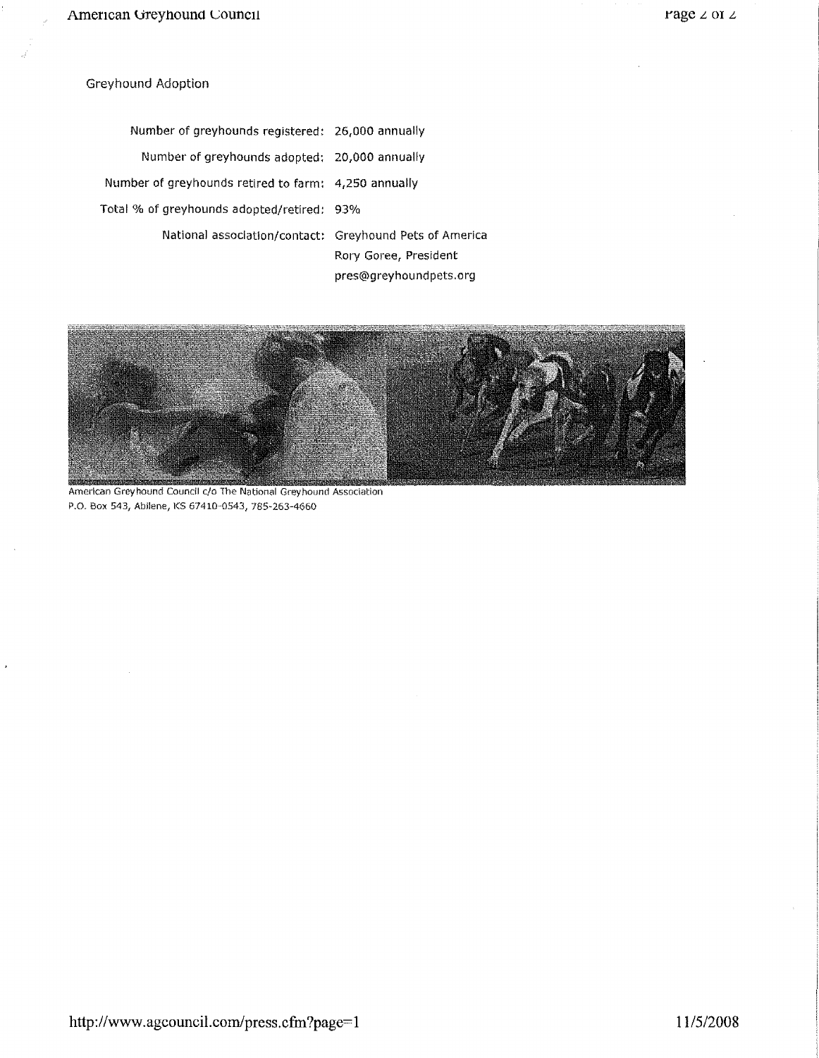## Greyhound Adoption

| | |
|---|---|
| Number of greyhounds registered: | 26,000 annually |
| Number of greyhounds adopted: | 20,000 annually |
| Number of greyhounds retired to farm: | 4,250 annually |
| Total % of greyhounds adopted/retired: | 93% |
| National association/contact: | Greyhound Pets of America<br>Rory Goree, President<br>pres@greyhoundpets.org |

American Greyhound Council c/o The National Greyhound Association
P.O. Box 543, Abilene, KS 67410-0543, 785-263-4660

http://www.agcouncil.com/press.cfm?page=1 11/5/2008